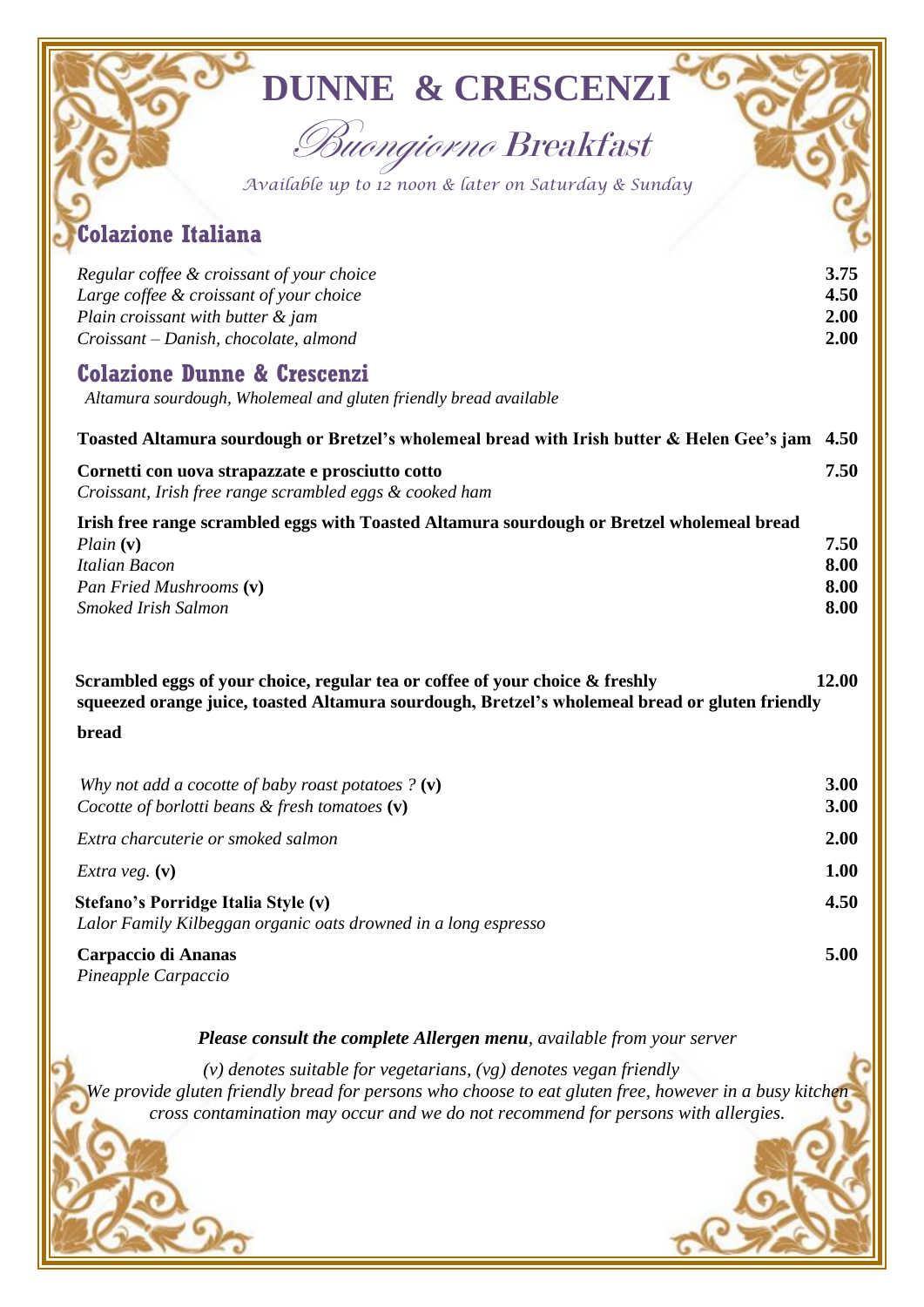# DUNNE & CRESCENZI

## *Buongiorno Breakfast*

*Available up to 12 noon & later on Saturday & Sunday*

## Colazione Italiana

*Regular coffee & croissant of your choice* **3.75**
*Large coffee & croissant of your choice* **4.50**
*Plain croissant with butter & jam* **2.00**
*Croissant – Danish, chocolate, almond* **2.00**

## Colazione Dunne & Crescenzi

*Altamura sourdough, Wholemeal and gluten friendly bread available*

**Toasted Altamura sourdough or Bretzel's wholemeal bread with Irish butter & Helen Gee's jam 4.50**

**Cornetti con uova strapazzate e prosciutto cotto 7.50**
*Croissant, Irish free range scrambled eggs & cooked ham*

**Irish free range scrambled eggs with Toasted Altamura sourdough or Bretzel wholemeal bread**
*Plain* **(v)** **7.50**
*Italian Bacon* **8.00**
*Pan Fried Mushrooms* **(v)** **8.00**
*Smoked Irish Salmon* **8.00**

**Scrambled eggs of your choice, regular tea or coffee of your choice & freshly squeezed orange juice, toasted Altamura sourdough, Bretzel's wholemeal bread or gluten friendly bread 12.00**

*Why not add a cocotte of baby roast potatoes ?* **(v)** **3.00**
*Cocotte of borlotti beans & fresh tomatoes* **(v)** **3.00**

*Extra charcuterie or smoked salmon* **2.00**

*Extra veg.* **(v)** **1.00**

**Stefano's Porridge Italia Style (v) 4.50**
*Lalor Family Kilbeggan organic oats drowned in a long espresso*

**Carpaccio di Ananas 5.00**
*Pineapple Carpaccio*

***Please consult the complete Allergen menu**, available from your server*

*(v) denotes suitable for vegetarians, (vg) denotes vegan friendly*
*We provide gluten friendly bread for persons who choose to eat gluten free, however in a busy kitchen cross contamination may occur and we do not recommend for persons with allergies.*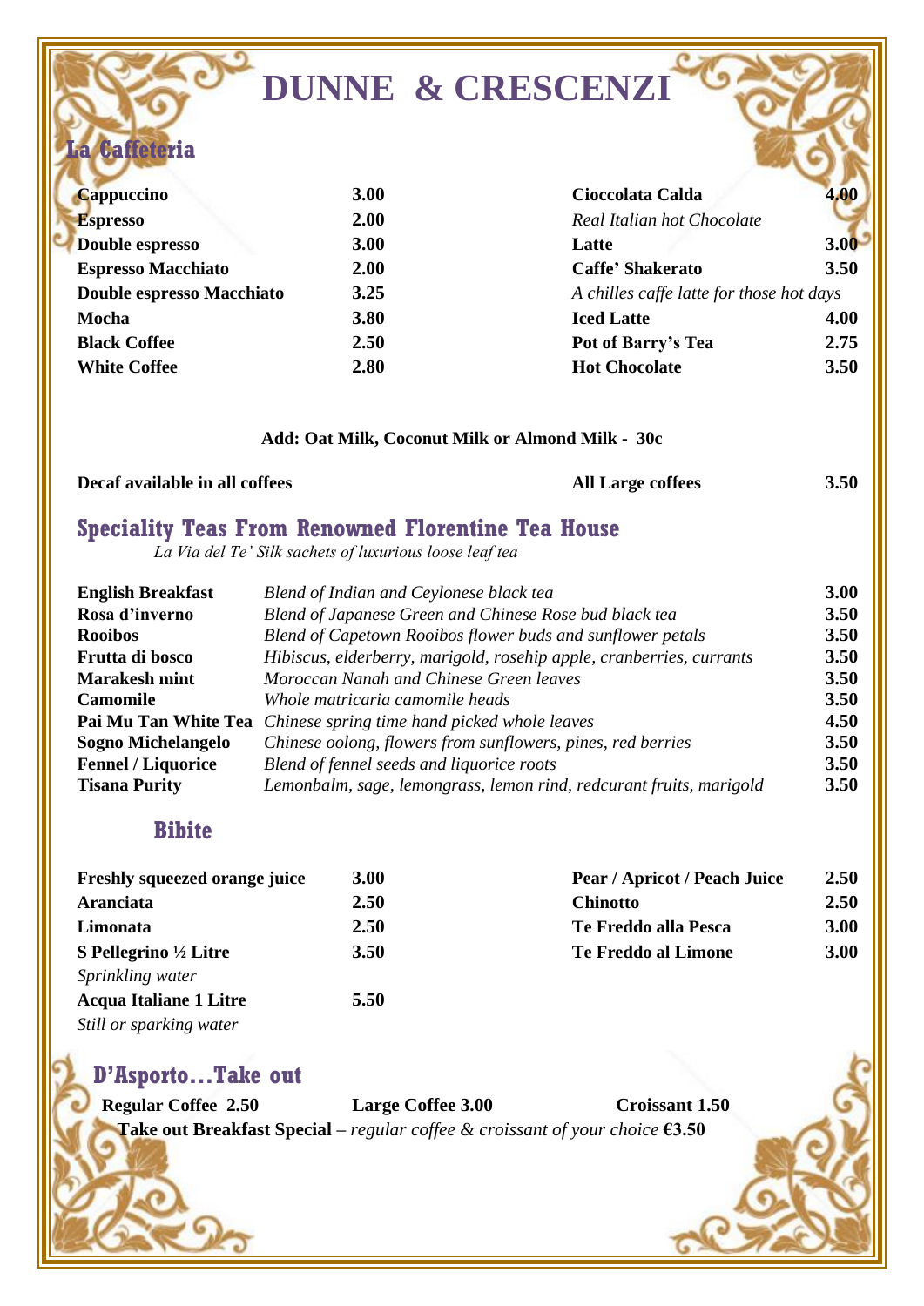# DUNNE & CRESCENZI

## La Caffeteria

| | | | |
|---|---|---|---|
| **Cappuccino** | **3.00** | **Cioccolata Calda** | **4.00** |
| **Espresso** | **2.00** | *Real Italian hot Chocolate* | |
| **Double espresso** | **3.00** | **Latte** | **3.00** |
| **Espresso Macchiato** | **2.00** | **Caffe' Shakerato** | **3.50** |
| **Double espresso Macchiato** | **3.25** | *A chilles caffe latte for those hot days* | |
| **Mocha** | **3.80** | **Iced Latte** | **4.00** |
| **Black Coffee** | **2.50** | **Pot of Barry's Tea** | **2.75** |
| **White Coffee** | **2.80** | **Hot Chocolate** | **3.50** |

**Add: Oat Milk, Coconut Milk or Almond Milk - 30c**

**Decaf available in all coffees**

**All Large coffees 3.50**

## Speciality Teas From Renowned Florentine Tea House

*La Via del Te' Silk sachets of luxurious loose leaf tea*

| | | |
|---|---|---|
| **English Breakfast** | *Blend of Indian and Ceylonese black tea* | **3.00** |
| **Rosa d'inverno** | *Blend of Japanese Green and Chinese Rose bud black tea* | **3.50** |
| **Rooibos** | *Blend of Capetown Rooibos flower buds and sunflower petals* | **3.50** |
| **Frutta di bosco** | *Hibiscus, elderberry, marigold, rosehip apple, cranberries, currants* | **3.50** |
| **Marakesh mint** | *Moroccan Nanah and Chinese Green leaves* | **3.50** |
| **Camomile** | *Whole matricaria camomile heads* | **3.50** |
| **Pai Mu Tan White Tea** | *Chinese spring time hand picked whole leaves* | **4.50** |
| **Sogno Michelangelo** | *Chinese oolong, flowers from sunflowers, pines, red berries* | **3.50** |
| **Fennel / Liquorice** | *Blend of fennel seeds and liquorice roots* | **3.50** |
| **Tisana Purity** | *Lemonbalm, sage, lemongrass, lemon rind, redcurant fruits, marigold* | **3.50** |

## Bibite

| | | | |
|---|---|---|---|
| **Freshly squeezed orange juice** | **3.00** | **Pear / Apricot / Peach Juice** | **2.50** |
| **Aranciata** | **2.50** | **Chinotto** | **2.50** |
| **Limonata** | **2.50** | **Te Freddo alla Pesca** | **3.00** |
| **S Pellegrino ½ Litre** | **3.50** | **Te Freddo al Limone** | **3.00** |
| *Sprinkling water* | | | |
| **Acqua Italiane 1 Litre** | **5.50** | | |
| *Still or sparking water* | | | |

## D'Asporto…Take out

**Regular Coffee 2.50** **Large Coffee 3.00** **Croissant 1.50**

**Take out Breakfast Special** – *regular coffee & croissant of your choice* **€3.50**